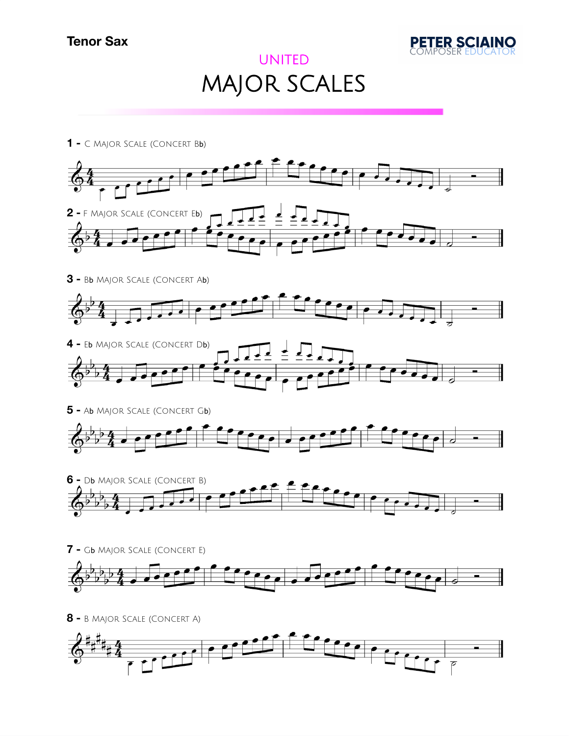**Tenor Sax**

UNITED

# MAJOR SCALES

**1 -** C Major Scale (Concert Bb)

**2 -** F Major Scale (Concert Eb)

**3 -** Bb Major Scale (Concert Ab)

**4 -** Eb Major Scale (Concert Db)

**5 -** Ab Major Scale (Concert Gb)

**6 -** Db Major Scale (Concert B)

**7 -** Gb Major Scale (Concert E)

**8 -** B Major Scale (Concert A)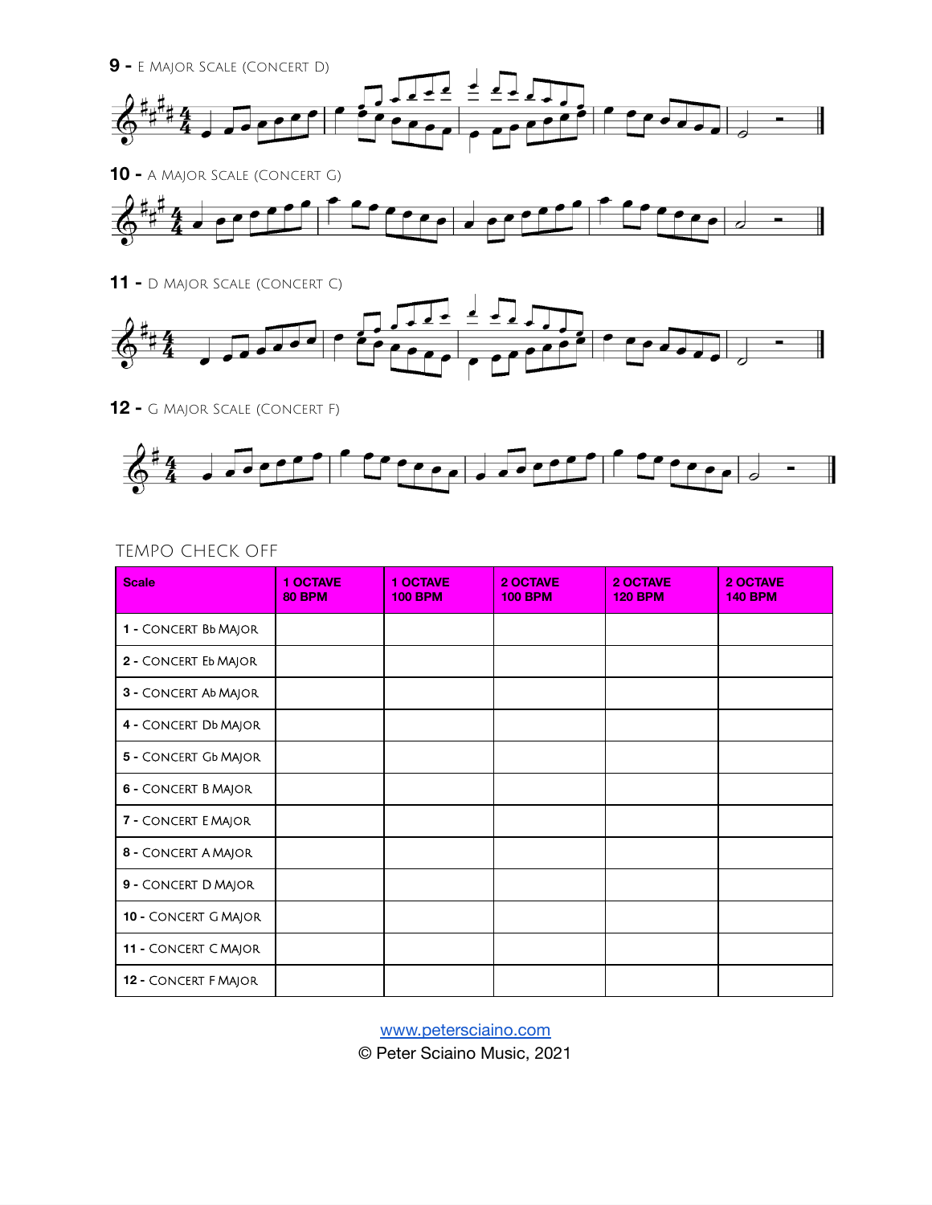**9 -** E Major Scale (Concert D)

**10 -** A Major Scale (Concert G)

**11 -** D Major Scale (Concert C)

**12 -** G Major Scale (Concert F)

## TEMPO CHECK OFF

| Scale | 1 OCTAVE 80 BPM | 1 OCTAVE 100 BPM | 2 OCTAVE 100 BPM | 2 OCTAVE 120 BPM | 2 OCTAVE 140 BPM |
|---|---|---|---|---|---|
| **1 -** Concert Bb Major | | | | | |
| **2 -** Concert Eb Major | | | | | |
| **3 -** Concert Ab Major | | | | | |
| **4 -** Concert Db Major | | | | | |
| **5 -** Concert Gb Major | | | | | |
| **6 -** Concert B Major | | | | | |
| **7 -** Concert E Major | | | | | |
| **8 -** Concert A Major | | | | | |
| **9 -** Concert D Major | | | | | |
| **10 -** Concert G Major | | | | | |
| **11 -** Concert C Major | | | | | |
| **12 -** Concert F Major | | | | | |

www.petersciaino.com

© Peter Sciaino Music, 2021